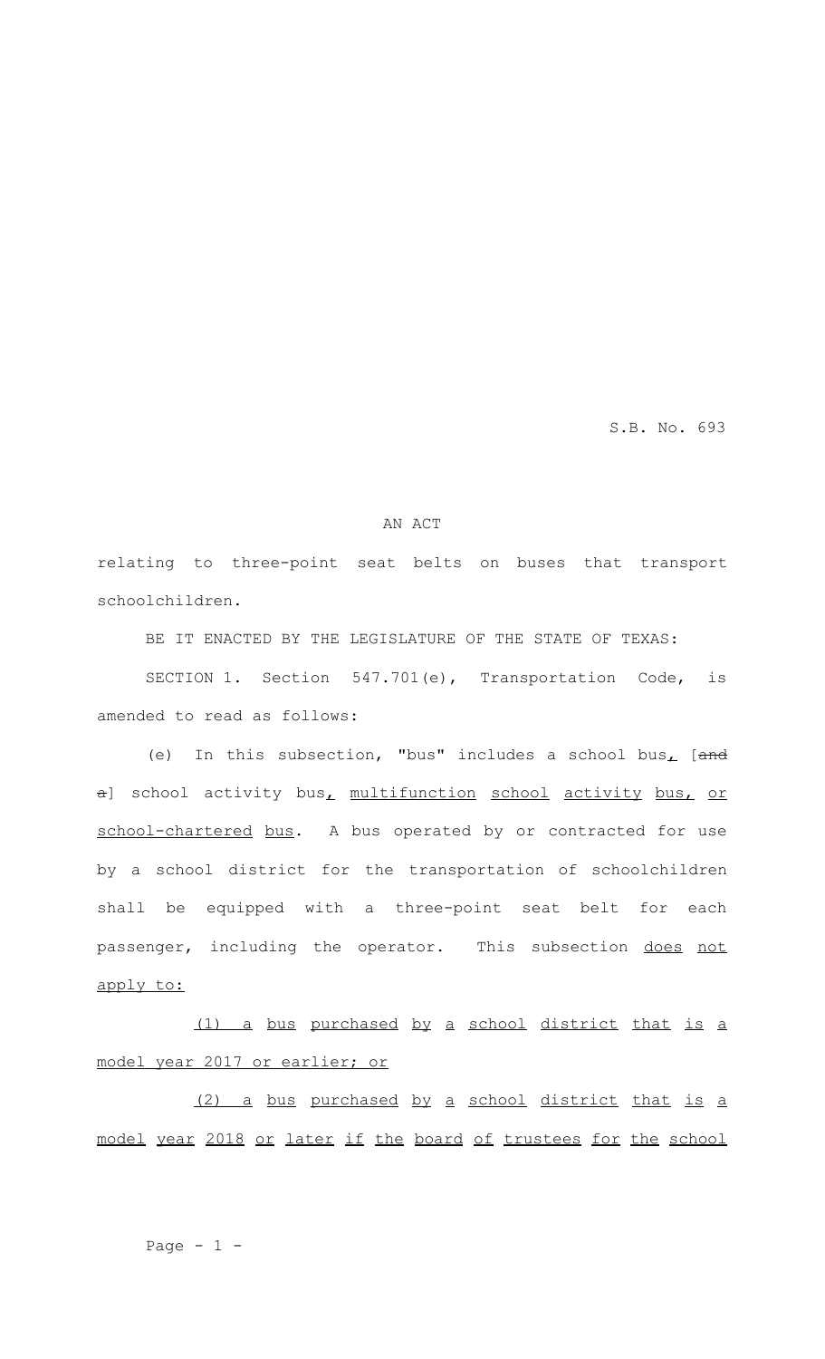S.B. No. 693

AN ACT

relating to three-point seat belts on buses that transport schoolchildren.

BE IT ENACTED BY THE LEGISLATURE OF THE STATE OF TEXAS:

SECTION 1. Section 547.701(e), Transportation Code, is amended to read as follows:

(e) In this subsection, "bus" includes a school bus, [~~and a~~] school activity bus, multifunction school activity bus, or school-chartered bus. A bus operated by or contracted for use by a school district for the transportation of schoolchildren shall be equipped with a three-point seat belt for each passenger, including the operator. This subsection does not apply to:

(1) a bus purchased by a school district that is a model year 2017 or earlier; or

(2) a bus purchased by a school district that is a model year 2018 or later if the board of trustees for the school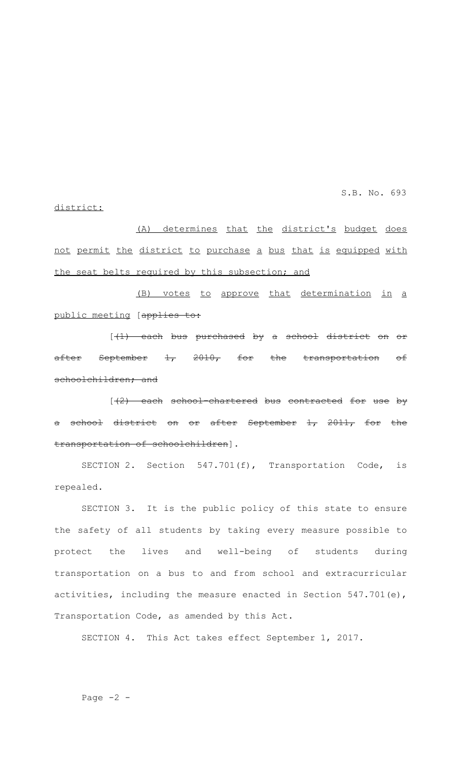district:

(A) determines that the district's budget does not permit the district to purchase a bus that is equipped with the seat belts required by this subsection; and

(B) votes to approve that determination in a public meeting [~~applies to:~~

[~~(1) each bus purchased by a school district on or after September 1, 2010, for the transportation of schoolchildren; and~~

[~~(2) each school-chartered bus contracted for use by a school district on or after September 1, 2011, for the transportation of schoolchildren~~].

SECTION 2. Section 547.701(f), Transportation Code, is repealed.

SECTION 3. It is the public policy of this state to ensure the safety of all students by taking every measure possible to protect the lives and well-being of students during transportation on a bus to and from school and extracurricular activities, including the measure enacted in Section 547.701(e), Transportation Code, as amended by this Act.

SECTION 4. This Act takes effect September 1, 2017.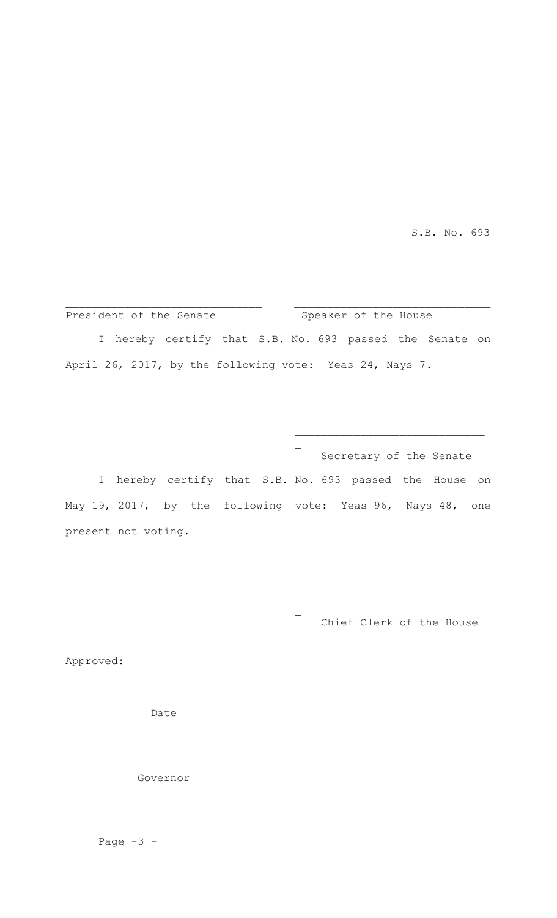S.B. No. 693

______________________________ ______________________________

President of the Senate Speaker of the House

I hereby certify that S.B. No. 693 passed the Senate on April 26, 2017, by the following vote: Yeas 24, Nays 7.

______________________________

Secretary of the Senate

I hereby certify that S.B. No. 693 passed the House on May 19, 2017, by the following vote: Yeas 96, Nays 48, one present not voting.

______________________________

Chief Clerk of the House

Approved:

______________________________

Date

______________________________

Governor